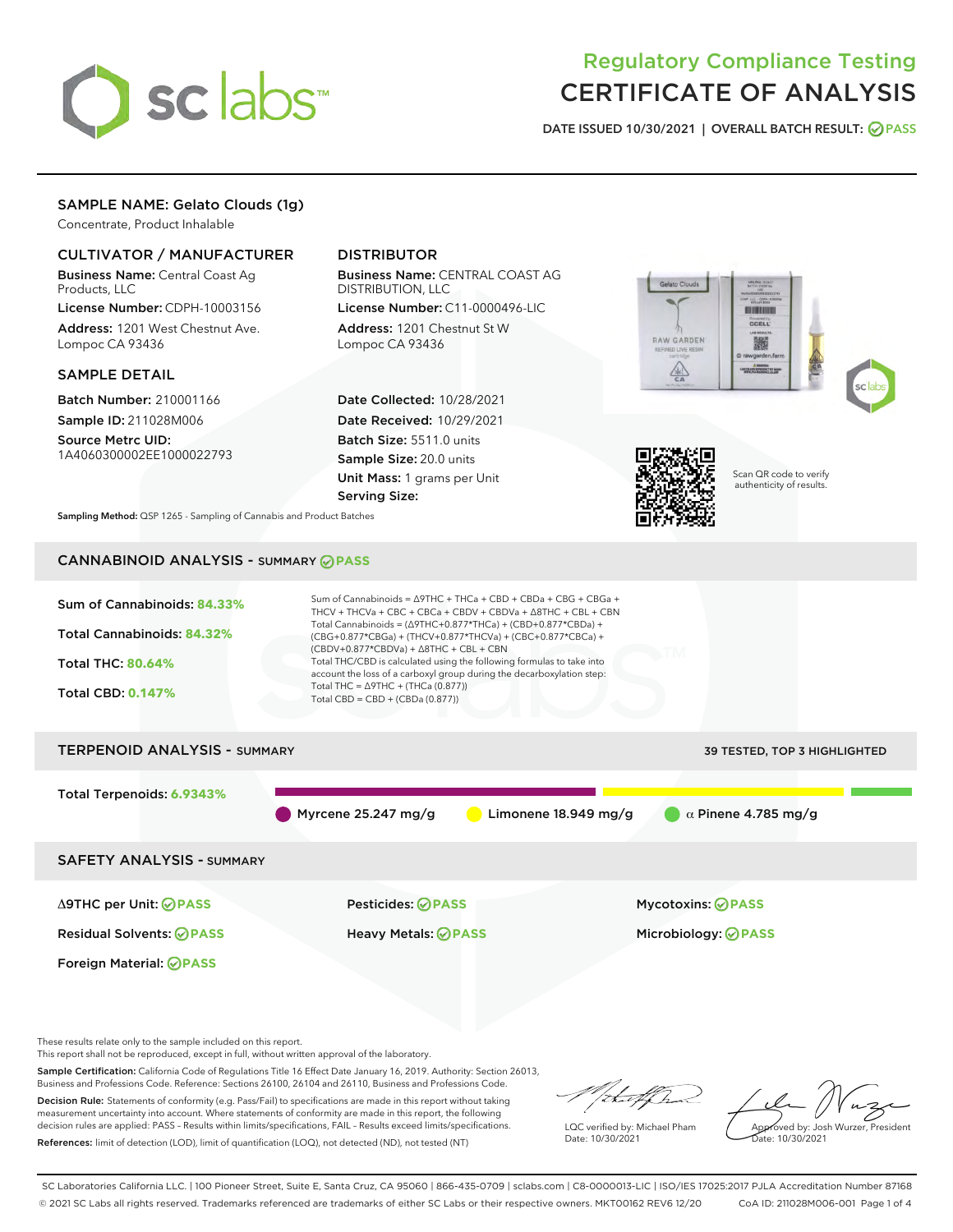# Regulatory Compliance Testing
# CERTIFICATE OF ANALYSIS

DATE ISSUED 10/30/2021 | OVERALL BATCH RESULT: PASS

## SAMPLE NAME: Gelato Clouds (1g)

Concentrate, Product Inhalable

### CULTIVATOR / MANUFACTURER

**Business Name:** Central Coast Ag Products, LLC
**License Number:** CDPH-10003156
**Address:** 1201 West Chestnut Ave. Lompoc CA 93436

### DISTRIBUTOR

**Business Name:** CENTRAL COAST AG DISTRIBUTION, LLC
**License Number:** C11-0000496-LIC
**Address:** 1201 Chestnut St W Lompoc CA 93436

### SAMPLE DETAIL

**Batch Number:** 210001166
**Sample ID:** 211028M006
**Source Metrc UID:** 1A4060300002EE1000022793

**Date Collected:** 10/28/2021
**Date Received:** 10/29/2021
**Batch Size:** 5511.0 units
**Sample Size:** 20.0 units
**Unit Mass:** 1 grams per Unit
**Serving Size:**

Scan QR code to verify authenticity of results.

**Sampling Method:** QSP 1265 - Sampling of Cannabis and Product Batches

## CANNABINOID ANALYSIS - SUMMARY PASS

Sum of Cannabinoids: **84.33%**

Total Cannabinoids: **84.32%**

Total THC: **80.64%**

Total CBD: **0.147%**

Sum of Cannabinoids = Δ9THC + THCa + CBD + CBDa + CBG + CBGa + THCV + THCVa + CBC + CBCa + CBDV + CBDVa + Δ8THC + CBL + CBN

Total Cannabinoids = (Δ9THC+0.877*THCa) + (CBD+0.877*CBDa) + (CBG+0.877*CBGa) + (THCV+0.877*THCVa) + (CBC+0.877*CBCa) + (CBDV+0.877*CBDVa) + Δ8THC + CBL + CBN

Total THC/CBD is calculated using the following formulas to take into account the loss of a carboxyl group during the decarboxylation step:
Total THC = Δ9THC + (THCa (0.877))
Total CBD = CBD + (CBDa (0.877))

## TERPENOID ANALYSIS - SUMMARY

39 TESTED, TOP 3 HIGHLIGHTED

Total Terpenoids: **6.9343%**

Myrcene 25.247 mg/g | Limonene 18.949 mg/g | α Pinene 4.785 mg/g

## SAFETY ANALYSIS - SUMMARY

| | | |
|---|---|---|
| Δ9THC per Unit: PASS | Pesticides: PASS | Mycotoxins: PASS |
| Residual Solvents: PASS | Heavy Metals: PASS | Microbiology: PASS |
| Foreign Material: PASS | | |

These results relate only to the sample included on this report.
This report shall not be reproduced, except in full, without written approval of the laboratory.

**Sample Certification:** California Code of Regulations Title 16 Effect Date January 16, 2019. Authority: Section 26013, Business and Professions Code. Reference: Sections 26100, 26104 and 26110, Business and Professions Code.

**Decision Rule:** Statements of conformity (e.g. Pass/Fail) to specifications are made in this report without taking measurement uncertainty into account. Where statements of conformity are made in this report, the following decision rules are applied: PASS – Results within limits/specifications, FAIL – Results exceed limits/specifications.

**References:** limit of detection (LOD), limit of quantification (LOQ), not detected (ND), not tested (NT)

LQC verified by: Michael Pham
Date: 10/30/2021

Approved by: Josh Wurzer, President
Date: 10/30/2021

SC Laboratories California LLC. | 100 Pioneer Street, Suite E, Santa Cruz, CA 95060 | 866-435-0709 | sclabs.com | C8-0000013-LIC | ISO/IES 17025:2017 PJLA Accreditation Number 87168
© 2021 SC Labs all rights reserved. Trademarks referenced are trademarks of either SC Labs or their respective owners. MKT00162 REV6 12/20 CoA ID: 211028M006-001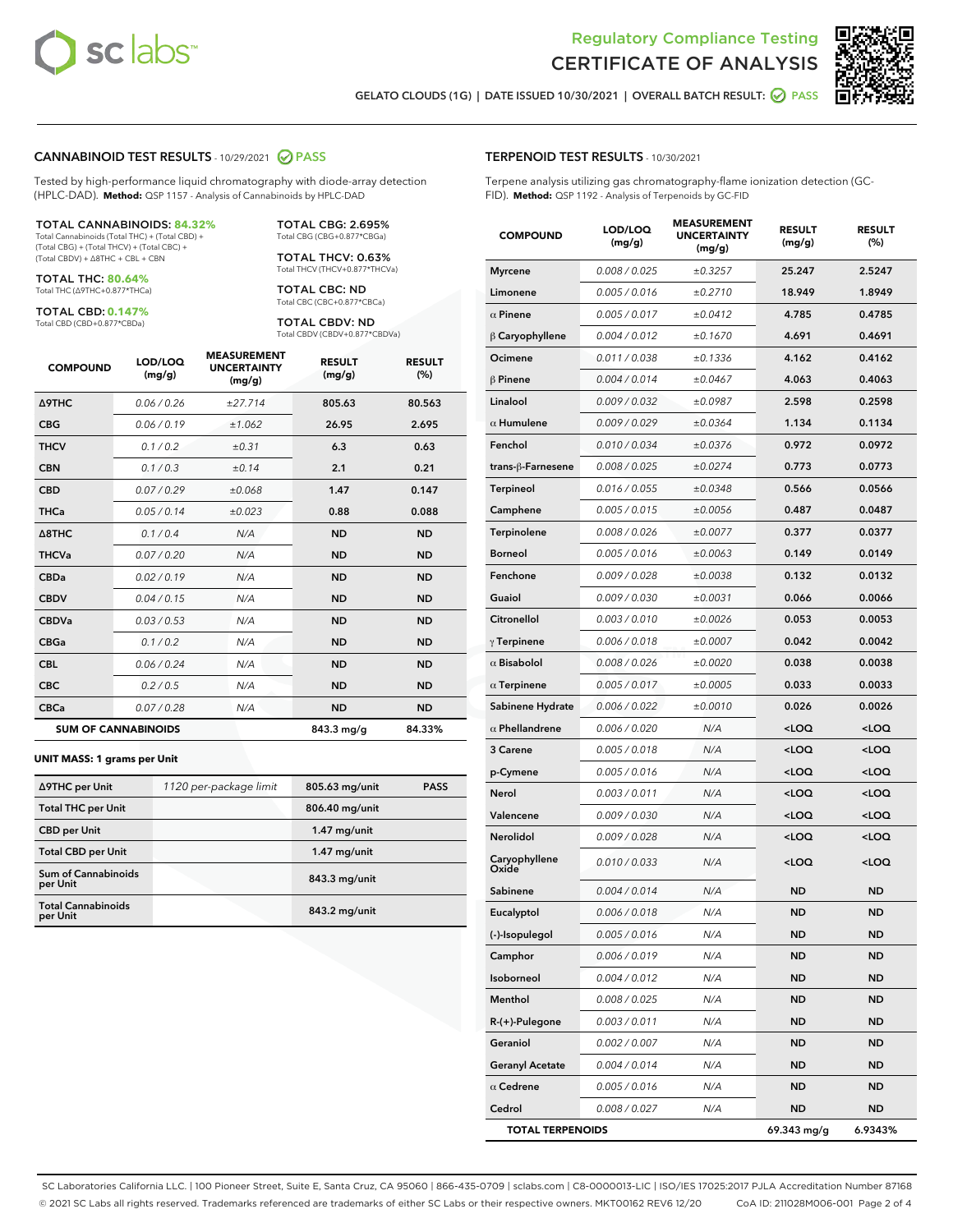Regulatory Compliance Testing
# CERTIFICATE OF ANALYSIS

GELATO CLOUDS (1G) | DATE ISSUED 10/30/2021 | OVERALL BATCH RESULT: PASS

## CANNABINOID TEST RESULTS - 10/29/2021 PASS

Tested by high-performance liquid chromatography with diode-array detection (HPLC-DAD). **Method:** QSP 1157 - Analysis of Cannabinoids by HPLC-DAD

**TOTAL CANNABINOIDS: 84.32%**
Total Cannabinoids (Total THC) + (Total CBD) + (Total CBG) + (Total THCV) + (Total CBC) + (Total CBDV) + Δ8THC + CBL + CBN

**TOTAL THC: 80.64%**
Total THC (Δ9THC+0.877*THCa)

**TOTAL CBD: 0.147%**
Total CBD (CBD+0.877*CBDa)

**TOTAL CBG: 2.695%**
Total CBG (CBG+0.877*CBGa)

**TOTAL THCV: 0.63%**
Total THCV (THCV+0.877*THCVa)

**TOTAL CBC: ND**
Total CBC (CBC+0.877*CBCa)

**TOTAL CBDV: ND**
Total CBDV (CBDV+0.877*CBDVa)

| COMPOUND | LOD/LOQ (mg/g) | MEASUREMENT UNCERTAINTY (mg/g) | RESULT (mg/g) | RESULT (%) |
|---|---|---|---|---|
| Δ9THC | 0.06 / 0.26 | ±27.714 | 805.63 | 80.563 |
| CBG | 0.06 / 0.19 | ±1.062 | 26.95 | 2.695 |
| THCV | 0.1 / 0.2 | ±0.31 | 6.3 | 0.63 |
| CBN | 0.1 / 0.3 | ±0.14 | 2.1 | 0.21 |
| CBD | 0.07 / 0.29 | ±0.068 | 1.47 | 0.147 |
| THCa | 0.05 / 0.14 | ±0.023 | 0.88 | 0.088 |
| Δ8THC | 0.1 / 0.4 | N/A | ND | ND |
| THCVa | 0.07 / 0.20 | N/A | ND | ND |
| CBDa | 0.02 / 0.19 | N/A | ND | ND |
| CBDV | 0.04 / 0.15 | N/A | ND | ND |
| CBDVa | 0.03 / 0.53 | N/A | ND | ND |
| CBGa | 0.1 / 0.2 | N/A | ND | ND |
| CBL | 0.06 / 0.24 | N/A | ND | ND |
| CBC | 0.2 / 0.5 | N/A | ND | ND |
| CBCa | 0.07 / 0.28 | N/A | ND | ND |
| **SUM OF CANNABINOIDS** | | | 843.3 mg/g | 84.33% |

**UNIT MASS: 1 grams per Unit**

| Δ9THC per Unit | 1120 per-package limit | 805.63 mg/unit | PASS |
|---|---|---|---|
| Total THC per Unit | | 806.40 mg/unit | |
| CBD per Unit | | 1.47 mg/unit | |
| Total CBD per Unit | | 1.47 mg/unit | |
| Sum of Cannabinoids per Unit | | 843.3 mg/unit | |
| Total Cannabinoids per Unit | | 843.2 mg/unit | |

## TERPENOID TEST RESULTS - 10/30/2021

Terpene analysis utilizing gas chromatography-flame ionization detection (GC-FID). **Method:** QSP 1192 - Analysis of Terpenoids by GC-FID

| COMPOUND | LOD/LOQ (mg/g) | MEASUREMENT UNCERTAINTY (mg/g) | RESULT (mg/g) | RESULT (%) |
|---|---|---|---|---|
| Myrcene | 0.008 / 0.025 | ±0.3257 | 25.247 | 2.5247 |
| Limonene | 0.005 / 0.016 | ±0.2710 | 18.949 | 1.8949 |
| α Pinene | 0.005 / 0.017 | ±0.0412 | 4.785 | 0.4785 |
| β Caryophyllene | 0.004 / 0.012 | ±0.1670 | 4.691 | 0.4691 |
| Ocimene | 0.011 / 0.038 | ±0.1336 | 4.162 | 0.4162 |
| β Pinene | 0.004 / 0.014 | ±0.0467 | 4.063 | 0.4063 |
| Linalool | 0.009 / 0.032 | ±0.0987 | 2.598 | 0.2598 |
| α Humulene | 0.009 / 0.029 | ±0.0364 | 1.134 | 0.1134 |
| Fenchol | 0.010 / 0.034 | ±0.0376 | 0.972 | 0.0972 |
| trans-β-Farnesene | 0.008 / 0.025 | ±0.0274 | 0.773 | 0.0773 |
| Terpineol | 0.016 / 0.055 | ±0.0348 | 0.566 | 0.0566 |
| Camphene | 0.005 / 0.015 | ±0.0056 | 0.487 | 0.0487 |
| Terpinolene | 0.008 / 0.026 | ±0.0077 | 0.377 | 0.0377 |
| Borneol | 0.005 / 0.016 | ±0.0063 | 0.149 | 0.0149 |
| Fenchone | 0.009 / 0.028 | ±0.0038 | 0.132 | 0.0132 |
| Guaiol | 0.009 / 0.030 | ±0.0031 | 0.066 | 0.0066 |
| Citronellol | 0.003 / 0.010 | ±0.0026 | 0.053 | 0.0053 |
| γ Terpinene | 0.006 / 0.018 | ±0.0007 | 0.042 | 0.0042 |
| α Bisabolol | 0.008 / 0.026 | ±0.0020 | 0.038 | 0.0038 |
| α Terpinene | 0.005 / 0.017 | ±0.0005 | 0.033 | 0.0033 |
| Sabinene Hydrate | 0.006 / 0.022 | ±0.0010 | 0.026 | 0.0026 |
| α Phellandrene | 0.006 / 0.020 | N/A | <LOQ | <LOQ |
| 3 Carene | 0.005 / 0.018 | N/A | <LOQ | <LOQ |
| p-Cymene | 0.005 / 0.016 | N/A | <LOQ | <LOQ |
| Nerol | 0.003 / 0.011 | N/A | <LOQ | <LOQ |
| Valencene | 0.009 / 0.030 | N/A | <LOQ | <LOQ |
| Nerolidol | 0.009 / 0.028 | N/A | <LOQ | <LOQ |
| Caryophyllene Oxide | 0.010 / 0.033 | N/A | <LOQ | <LOQ |
| Sabinene | 0.004 / 0.014 | N/A | ND | ND |
| Eucalyptol | 0.006 / 0.018 | N/A | ND | ND |
| (-)-Isopulegol | 0.005 / 0.016 | N/A | ND | ND |
| Camphor | 0.006 / 0.019 | N/A | ND | ND |
| Isoborneol | 0.004 / 0.012 | N/A | ND | ND |
| Menthol | 0.008 / 0.025 | N/A | ND | ND |
| R-(+)-Pulegone | 0.003 / 0.011 | N/A | ND | ND |
| Geraniol | 0.002 / 0.007 | N/A | ND | ND |
| Geranyl Acetate | 0.004 / 0.014 | N/A | ND | ND |
| α Cedrene | 0.005 / 0.016 | N/A | ND | ND |
| Cedrol | 0.008 / 0.027 | N/A | ND | ND |
| **TOTAL TERPENOIDS** | | | 69.343 mg/g | 6.9343% |

SC Laboratories California LLC. | 100 Pioneer Street, Suite E, Santa Cruz, CA 95060 | 866-435-0709 | sclabs.com | C8-0000013-LIC | ISO/IES 17025:2017 PJLA Accreditation Number 87168
© 2021 SC Labs all rights reserved. Trademarks referenced are trademarks of either SC Labs or their respective owners. MKT00162 REV6 12/20 CoA ID: 211028M006-001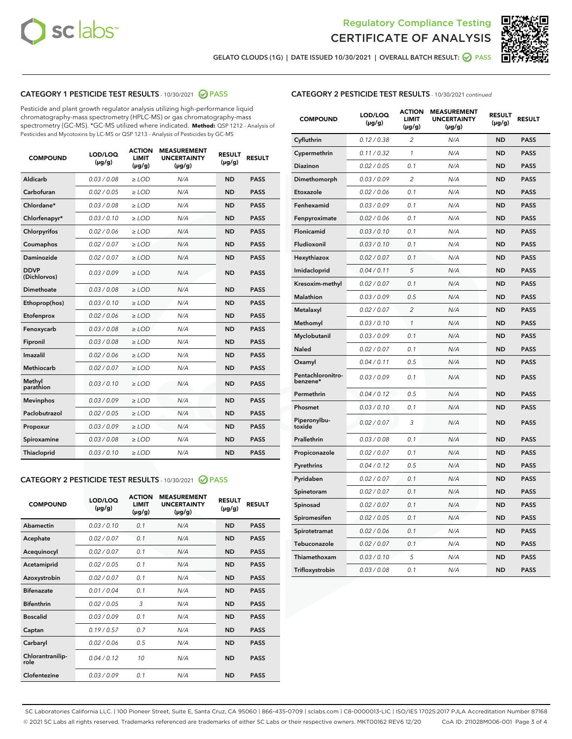Regulatory Compliance Testing
CERTIFICATE OF ANALYSIS

GELATO CLOUDS (1G) | DATE ISSUED 10/30/2021 | OVERALL BATCH RESULT: PASS

## CATEGORY 1 PESTICIDE TEST RESULTS - 10/30/2021 PASS

Pesticide and plant growth regulator analysis utilizing high-performance liquid chromatography-mass spectrometry (HPLC-MS) or gas chromatography-mass spectrometry (GC-MS). *GC-MS utilized where indicated. **Method:** QSP 1212 - Analysis of Pesticides and Mycotoxins by LC-MS or QSP 1213 - Analysis of Pesticides by GC-MS

| COMPOUND | LOD/LOQ (µg/g) | ACTION LIMIT (µg/g) | MEASUREMENT UNCERTAINTY (µg/g) | RESULT (µg/g) | RESULT |
|---|---|---|---|---|---|
| Aldicarb | 0.03 / 0.08 | ≥ LOD | N/A | ND | PASS |
| Carbofuran | 0.02 / 0.05 | ≥ LOD | N/A | ND | PASS |
| Chlordane* | 0.03 / 0.08 | ≥ LOD | N/A | ND | PASS |
| Chlorfenapyr* | 0.03 / 0.10 | ≥ LOD | N/A | ND | PASS |
| Chlorpyrifos | 0.02 / 0.06 | ≥ LOD | N/A | ND | PASS |
| Coumaphos | 0.02 / 0.07 | ≥ LOD | N/A | ND | PASS |
| Daminozide | 0.02 / 0.07 | ≥ LOD | N/A | ND | PASS |
| DDVP (Dichlorvos) | 0.03 / 0.09 | ≥ LOD | N/A | ND | PASS |
| Dimethoate | 0.03 / 0.08 | ≥ LOD | N/A | ND | PASS |
| Ethoprop(hos) | 0.03 / 0.10 | ≥ LOD | N/A | ND | PASS |
| Etofenprox | 0.02 / 0.06 | ≥ LOD | N/A | ND | PASS |
| Fenoxycarb | 0.03 / 0.08 | ≥ LOD | N/A | ND | PASS |
| Fipronil | 0.03 / 0.08 | ≥ LOD | N/A | ND | PASS |
| Imazalil | 0.02 / 0.06 | ≥ LOD | N/A | ND | PASS |
| Methiocarb | 0.02 / 0.07 | ≥ LOD | N/A | ND | PASS |
| Methyl parathion | 0.03 / 0.10 | ≥ LOD | N/A | ND | PASS |
| Mevinphos | 0.03 / 0.09 | ≥ LOD | N/A | ND | PASS |
| Paclobutrazol | 0.02 / 0.05 | ≥ LOD | N/A | ND | PASS |
| Propoxur | 0.03 / 0.09 | ≥ LOD | N/A | ND | PASS |
| Spiroxamine | 0.03 / 0.08 | ≥ LOD | N/A | ND | PASS |
| Thiacloprid | 0.03 / 0.10 | ≥ LOD | N/A | ND | PASS |

## CATEGORY 2 PESTICIDE TEST RESULTS - 10/30/2021 PASS

| COMPOUND | LOD/LOQ (µg/g) | ACTION LIMIT (µg/g) | MEASUREMENT UNCERTAINTY (µg/g) | RESULT (µg/g) | RESULT |
|---|---|---|---|---|---|
| Abamectin | 0.03 / 0.10 | 0.1 | N/A | ND | PASS |
| Acephate | 0.02 / 0.07 | 0.1 | N/A | ND | PASS |
| Acequinocyl | 0.02 / 0.07 | 0.1 | N/A | ND | PASS |
| Acetamiprid | 0.02 / 0.05 | 0.1 | N/A | ND | PASS |
| Azoxystrobin | 0.02 / 0.07 | 0.1 | N/A | ND | PASS |
| Bifenazate | 0.01 / 0.04 | 0.1 | N/A | ND | PASS |
| Bifenthrin | 0.02 / 0.05 | 3 | N/A | ND | PASS |
| Boscalid | 0.03 / 0.09 | 0.1 | N/A | ND | PASS |
| Captan | 0.19 / 0.57 | 0.7 | N/A | ND | PASS |
| Carbaryl | 0.02 / 0.06 | 0.5 | N/A | ND | PASS |
| Chlorantraniliprole | 0.04 / 0.12 | 10 | N/A | ND | PASS |
| Clofentezine | 0.03 / 0.09 | 0.1 | N/A | ND | PASS |
| Cyfluthrin | 0.12 / 0.38 | 2 | N/A | ND | PASS |
| Cypermethrin | 0.11 / 0.32 | 1 | N/A | ND | PASS |
| Diazinon | 0.02 / 0.05 | 0.1 | N/A | ND | PASS |
| Dimethomorph | 0.03 / 0.09 | 2 | N/A | ND | PASS |
| Etoxazole | 0.02 / 0.06 | 0.1 | N/A | ND | PASS |
| Fenhexamid | 0.03 / 0.09 | 0.1 | N/A | ND | PASS |
| Fenpyroximate | 0.02 / 0.06 | 0.1 | N/A | ND | PASS |
| Flonicamid | 0.03 / 0.10 | 0.1 | N/A | ND | PASS |
| Fludioxonil | 0.03 / 0.10 | 0.1 | N/A | ND | PASS |
| Hexythiazox | 0.02 / 0.07 | 0.1 | N/A | ND | PASS |
| Imidacloprid | 0.04 / 0.11 | 5 | N/A | ND | PASS |
| Kresoxim-methyl | 0.02 / 0.07 | 0.1 | N/A | ND | PASS |
| Malathion | 0.03 / 0.09 | 0.5 | N/A | ND | PASS |
| Metalaxyl | 0.02 / 0.07 | 2 | N/A | ND | PASS |
| Methomyl | 0.03 / 0.10 | 1 | N/A | ND | PASS |
| Myclobutanil | 0.03 / 0.09 | 0.1 | N/A | ND | PASS |
| Naled | 0.02 / 0.07 | 0.1 | N/A | ND | PASS |
| Oxamyl | 0.04 / 0.11 | 0.5 | N/A | ND | PASS |
| Pentachloronitrobenzene* | 0.03 / 0.09 | 0.1 | N/A | ND | PASS |
| Permethrin | 0.04 / 0.12 | 0.5 | N/A | ND | PASS |
| Phosmet | 0.03 / 0.10 | 0.1 | N/A | ND | PASS |
| Piperonylbutoxide | 0.02 / 0.07 | 3 | N/A | ND | PASS |
| Prallethrin | 0.03 / 0.08 | 0.1 | N/A | ND | PASS |
| Propiconazole | 0.02 / 0.07 | 0.1 | N/A | ND | PASS |
| Pyrethrins | 0.04 / 0.12 | 0.5 | N/A | ND | PASS |
| Pyridaben | 0.02 / 0.07 | 0.1 | N/A | ND | PASS |
| Spinetoram | 0.02 / 0.07 | 0.1 | N/A | ND | PASS |
| Spinosad | 0.02 / 0.07 | 0.1 | N/A | ND | PASS |
| Spiromesifen | 0.02 / 0.05 | 0.1 | N/A | ND | PASS |
| Spirotetramat | 0.02 / 0.06 | 0.1 | N/A | ND | PASS |
| Tebuconazole | 0.02 / 0.07 | 0.1 | N/A | ND | PASS |
| Thiamethoxam | 0.03 / 0.10 | 5 | N/A | ND | PASS |
| Trifloxystrobin | 0.03 / 0.08 | 0.1 | N/A | ND | PASS |

SC Laboratories California LLC. | 100 Pioneer Street, Suite E, Santa Cruz, CA 95060 | 866-435-0709 | sclabs.com | C8-0000013-LIC | ISO/IES 17025:2017 PJLA Accreditation Number 87168
© 2021 SC Labs all rights reserved. Trademarks referenced are trademarks of either SC Labs or their respective owners. MKT00162 REV6 12/20 CoA ID: 211028M006-001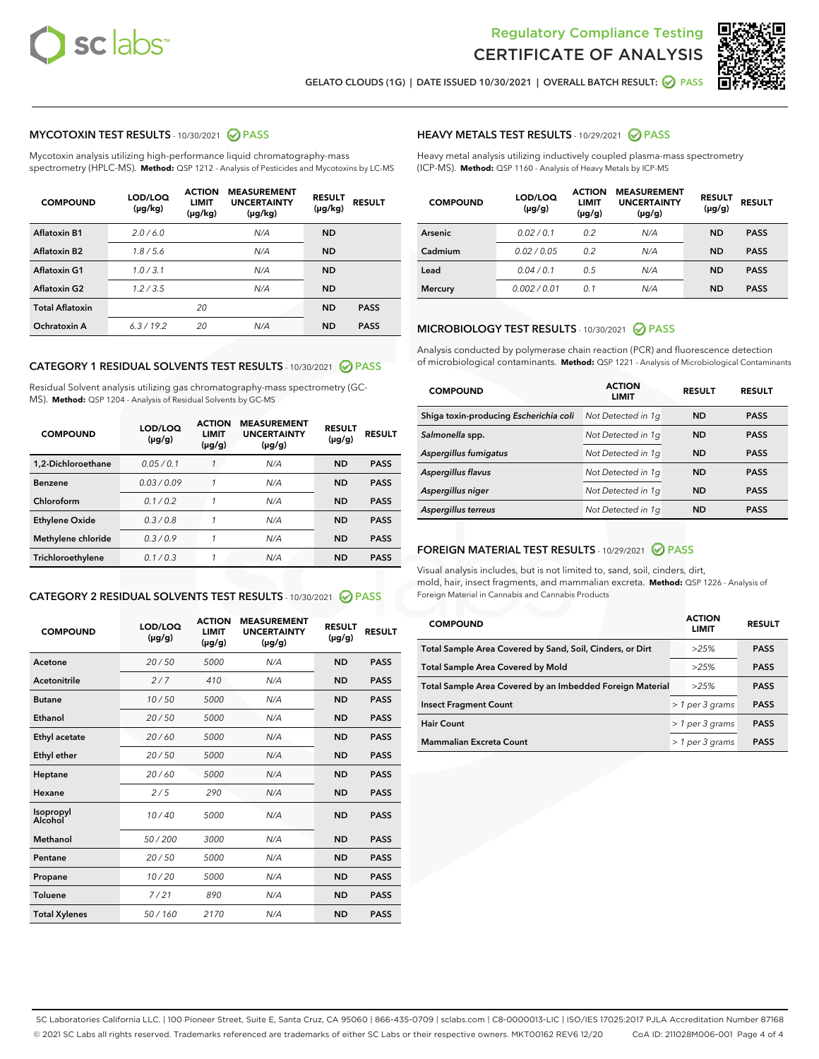Regulatory Compliance Testing

# CERTIFICATE OF ANALYSIS

GELATO CLOUDS (1G) | DATE ISSUED 10/30/2021 | OVERALL BATCH RESULT: PASS

## MYCOTOXIN TEST RESULTS - 10/30/2021 PASS

Mycotoxin analysis utilizing high-performance liquid chromatography-mass spectrometry (HPLC-MS). **Method:** QSP 1212 - Analysis of Pesticides and Mycotoxins by LC-MS

| COMPOUND | LOD/LOQ (µg/kg) | ACTION LIMIT (µg/kg) | MEASUREMENT UNCERTAINTY (µg/kg) | RESULT (µg/kg) | RESULT |
|---|---|---|---|---|---|
| Aflatoxin B1 | 2.0 / 6.0 | | N/A | ND | |
| Aflatoxin B2 | 1.8 / 5.6 | | N/A | ND | |
| Aflatoxin G1 | 1.0 / 3.1 | | N/A | ND | |
| Aflatoxin G2 | 1.2 / 3.5 | | N/A | ND | |
| Total Aflatoxin | | 20 | | ND | PASS |
| Ochratoxin A | 6.3 / 19.2 | 20 | N/A | ND | PASS |

## CATEGORY 1 RESIDUAL SOLVENTS TEST RESULTS - 10/30/2021 PASS

Residual Solvent analysis utilizing gas chromatography-mass spectrometry (GC-MS). **Method:** QSP 1204 - Analysis of Residual Solvents by GC-MS

| COMPOUND | LOD/LOQ (µg/g) | ACTION LIMIT (µg/g) | MEASUREMENT UNCERTAINTY (µg/g) | RESULT (µg/g) | RESULT |
|---|---|---|---|---|---|
| 1,2-Dichloroethane | 0.05 / 0.1 | 1 | N/A | ND | PASS |
| Benzene | 0.03 / 0.09 | 1 | N/A | ND | PASS |
| Chloroform | 0.1 / 0.2 | 1 | N/A | ND | PASS |
| Ethylene Oxide | 0.3 / 0.8 | 1 | N/A | ND | PASS |
| Methylene chloride | 0.3 / 0.9 | 1 | N/A | ND | PASS |
| Trichloroethylene | 0.1 / 0.3 | 1 | N/A | ND | PASS |

## CATEGORY 2 RESIDUAL SOLVENTS TEST RESULTS - 10/30/2021 PASS

| COMPOUND | LOD/LOQ (µg/g) | ACTION LIMIT (µg/g) | MEASUREMENT UNCERTAINTY (µg/g) | RESULT (µg/g) | RESULT |
|---|---|---|---|---|---|
| Acetone | 20 / 50 | 5000 | N/A | ND | PASS |
| Acetonitrile | 2 / 7 | 410 | N/A | ND | PASS |
| Butane | 10 / 50 | 5000 | N/A | ND | PASS |
| Ethanol | 20 / 50 | 5000 | N/A | ND | PASS |
| Ethyl acetate | 20 / 60 | 5000 | N/A | ND | PASS |
| Ethyl ether | 20 / 50 | 5000 | N/A | ND | PASS |
| Heptane | 20 / 60 | 5000 | N/A | ND | PASS |
| Hexane | 2 / 5 | 290 | N/A | ND | PASS |
| Isopropyl Alcohol | 10 / 40 | 5000 | N/A | ND | PASS |
| Methanol | 50 / 200 | 3000 | N/A | ND | PASS |
| Pentane | 20 / 50 | 5000 | N/A | ND | PASS |
| Propane | 10 / 20 | 5000 | N/A | ND | PASS |
| Toluene | 7 / 21 | 890 | N/A | ND | PASS |
| Total Xylenes | 50 / 160 | 2170 | N/A | ND | PASS |

## HEAVY METALS TEST RESULTS - 10/29/2021 PASS

Heavy metal analysis utilizing inductively coupled plasma-mass spectrometry (ICP-MS). **Method:** QSP 1160 - Analysis of Heavy Metals by ICP-MS

| COMPOUND | LOD/LOQ (µg/g) | ACTION LIMIT (µg/g) | MEASUREMENT UNCERTAINTY (µg/g) | RESULT (µg/g) | RESULT |
|---|---|---|---|---|---|
| Arsenic | 0.02 / 0.1 | 0.2 | N/A | ND | PASS |
| Cadmium | 0.02 / 0.05 | 0.2 | N/A | ND | PASS |
| Lead | 0.04 / 0.1 | 0.5 | N/A | ND | PASS |
| Mercury | 0.002 / 0.01 | 0.1 | N/A | ND | PASS |

## MICROBIOLOGY TEST RESULTS - 10/30/2021 PASS

Analysis conducted by polymerase chain reaction (PCR) and fluorescence detection of microbiological contaminants. **Method:** QSP 1221 - Analysis of Microbiological Contaminants

| COMPOUND | ACTION LIMIT | RESULT | RESULT |
|---|---|---|---|
| Shiga toxin-producing *Escherichia coli* | Not Detected in 1g | ND | PASS |
| *Salmonella* spp. | Not Detected in 1g | ND | PASS |
| *Aspergillus fumigatus* | Not Detected in 1g | ND | PASS |
| *Aspergillus flavus* | Not Detected in 1g | ND | PASS |
| *Aspergillus niger* | Not Detected in 1g | ND | PASS |
| *Aspergillus terreus* | Not Detected in 1g | ND | PASS |

## FOREIGN MATERIAL TEST RESULTS - 10/29/2021 PASS

Visual analysis includes, but is not limited to, sand, soil, cinders, dirt, mold, hair, insect fragments, and mammalian excreta. **Method:** QSP 1226 - Analysis of Foreign Material in Cannabis and Cannabis Products

| COMPOUND | ACTION LIMIT | RESULT |
|---|---|---|
| Total Sample Area Covered by Sand, Soil, Cinders, or Dirt | >25% | PASS |
| Total Sample Area Covered by Mold | >25% | PASS |
| Total Sample Area Covered by an Imbedded Foreign Material | >25% | PASS |
| Insect Fragment Count | > 1 per 3 grams | PASS |
| Hair Count | > 1 per 3 grams | PASS |
| Mammalian Excreta Count | > 1 per 3 grams | PASS |

SC Laboratories California LLC. | 100 Pioneer Street, Suite E, Santa Cruz, CA 95060 | 866-435-0709 | sclabs.com | C8-0000013-LIC | ISO/IES 17025:2017 PJLA Accreditation Number 87168
© 2021 SC Labs all rights reserved. Trademarks referenced are trademarks of either SC Labs or their respective owners. MKT00162 REV6 12/20 CoA ID: 211028M006-001